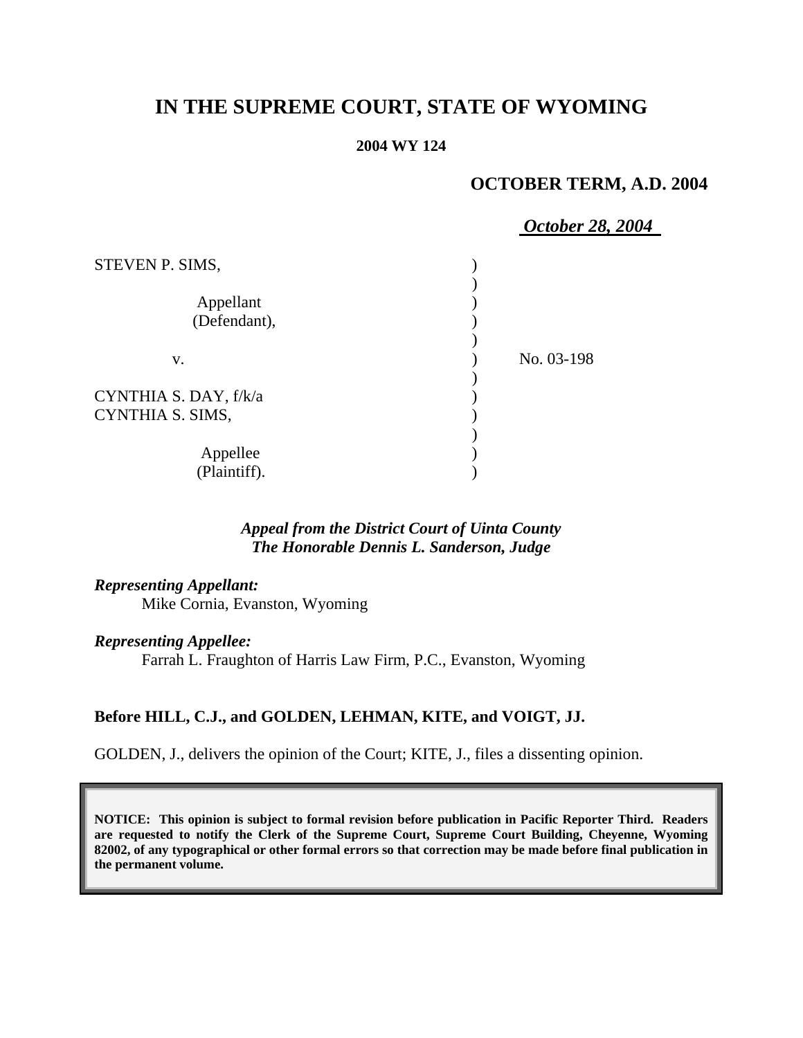# IN THE SUPREME COURT, STATE OF WYOMING

**2004 WY 124**

**OCTOBER TERM, A.D. 2004**

***October 28, 2004***

STEVEN P. SIMS,

Appellant (Defendant),

v.

No. 03-198

CYNTHIA S. DAY, f/k/a CYNTHIA S. SIMS,

Appellee (Plaintiff).

***Appeal from the District Court of Uinta County***
***The Honorable Dennis L. Sanderson, Judge***

***Representing Appellant:***
Mike Cornia, Evanston, Wyoming

***Representing Appellee:***
Farrah L. Fraughton of Harris Law Firm, P.C., Evanston, Wyoming

**Before HILL, C.J., and GOLDEN, LEHMAN, KITE, and VOIGT, JJ.**

GOLDEN, J., delivers the opinion of the Court; KITE, J., files a dissenting opinion.

**NOTICE: This opinion is subject to formal revision before publication in Pacific Reporter Third. Readers are requested to notify the Clerk of the Supreme Court, Supreme Court Building, Cheyenne, Wyoming 82002, of any typographical or other formal errors so that correction may be made before final publication in the permanent volume.**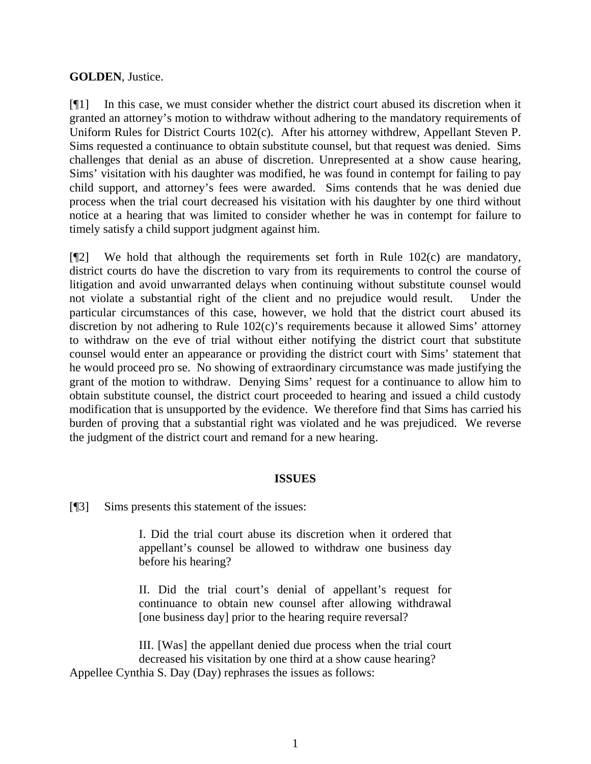**GOLDEN**, Justice.

[¶1] In this case, we must consider whether the district court abused its discretion when it granted an attorney's motion to withdraw without adhering to the mandatory requirements of Uniform Rules for District Courts 102(c). After his attorney withdrew, Appellant Steven P. Sims requested a continuance to obtain substitute counsel, but that request was denied. Sims challenges that denial as an abuse of discretion. Unrepresented at a show cause hearing, Sims' visitation with his daughter was modified, he was found in contempt for failing to pay child support, and attorney's fees were awarded. Sims contends that he was denied due process when the trial court decreased his visitation with his daughter by one third without notice at a hearing that was limited to consider whether he was in contempt for failure to timely satisfy a child support judgment against him.

[¶2] We hold that although the requirements set forth in Rule 102(c) are mandatory, district courts do have the discretion to vary from its requirements to control the course of litigation and avoid unwarranted delays when continuing without substitute counsel would not violate a substantial right of the client and no prejudice would result. Under the particular circumstances of this case, however, we hold that the district court abused its discretion by not adhering to Rule 102(c)'s requirements because it allowed Sims' attorney to withdraw on the eve of trial without either notifying the district court that substitute counsel would enter an appearance or providing the district court with Sims' statement that he would proceed pro se. No showing of extraordinary circumstance was made justifying the grant of the motion to withdraw. Denying Sims' request for a continuance to allow him to obtain substitute counsel, the district court proceeded to hearing and issued a child custody modification that is unsupported by the evidence. We therefore find that Sims has carried his burden of proving that a substantial right was violated and he was prejudiced. We reverse the judgment of the district court and remand for a new hearing.

## ISSUES

[¶3] Sims presents this statement of the issues:

> I. Did the trial court abuse its discretion when it ordered that appellant's counsel be allowed to withdraw one business day before his hearing?
>
> II. Did the trial court's denial of appellant's request for continuance to obtain new counsel after allowing withdrawal [one business day] prior to the hearing require reversal?
>
> III. [Was] the appellant denied due process when the trial court decreased his visitation by one third at a show cause hearing?

Appellee Cynthia S. Day (Day) rephrases the issues as follows: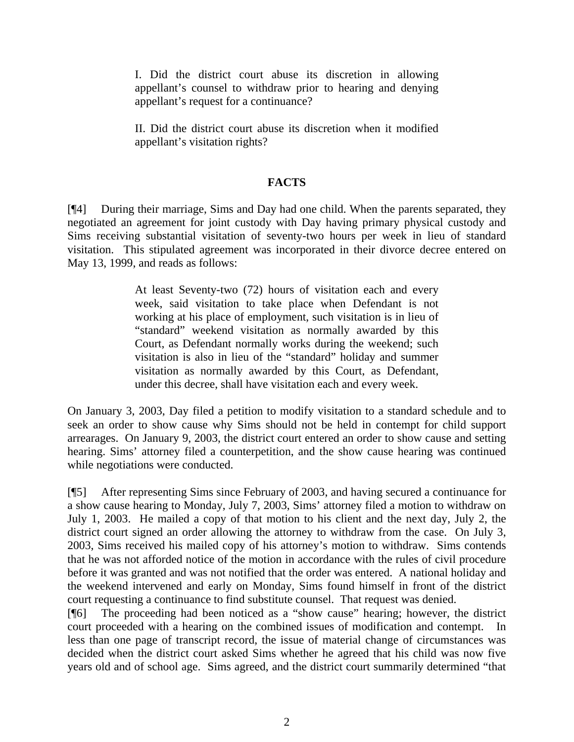> I. Did the district court abuse its discretion in allowing appellant's counsel to withdraw prior to hearing and denying appellant's request for a continuance?
>
> II. Did the district court abuse its discretion when it modified appellant's visitation rights?

## FACTS

[¶4] During their marriage, Sims and Day had one child. When the parents separated, they negotiated an agreement for joint custody with Day having primary physical custody and Sims receiving substantial visitation of seventy-two hours per week in lieu of standard visitation. This stipulated agreement was incorporated in their divorce decree entered on May 13, 1999, and reads as follows:

> At least Seventy-two (72) hours of visitation each and every week, said visitation to take place when Defendant is not working at his place of employment, such visitation is in lieu of "standard" weekend visitation as normally awarded by this Court, as Defendant normally works during the weekend; such visitation is also in lieu of the "standard" holiday and summer visitation as normally awarded by this Court, as Defendant, under this decree, shall have visitation each and every week.

On January 3, 2003, Day filed a petition to modify visitation to a standard schedule and to seek an order to show cause why Sims should not be held in contempt for child support arrearages. On January 9, 2003, the district court entered an order to show cause and setting hearing. Sims' attorney filed a counterpetition, and the show cause hearing was continued while negotiations were conducted.

[¶5] After representing Sims since February of 2003, and having secured a continuance for a show cause hearing to Monday, July 7, 2003, Sims' attorney filed a motion to withdraw on July 1, 2003. He mailed a copy of that motion to his client and the next day, July 2, the district court signed an order allowing the attorney to withdraw from the case. On July 3, 2003, Sims received his mailed copy of his attorney's motion to withdraw. Sims contends that he was not afforded notice of the motion in accordance with the rules of civil procedure before it was granted and was not notified that the order was entered. A national holiday and the weekend intervened and early on Monday, Sims found himself in front of the district court requesting a continuance to find substitute counsel. That request was denied.

[¶6] The proceeding had been noticed as a "show cause" hearing; however, the district court proceeded with a hearing on the combined issues of modification and contempt. In less than one page of transcript record, the issue of material change of circumstances was decided when the district court asked Sims whether he agreed that his child was now five years old and of school age. Sims agreed, and the district court summarily determined "that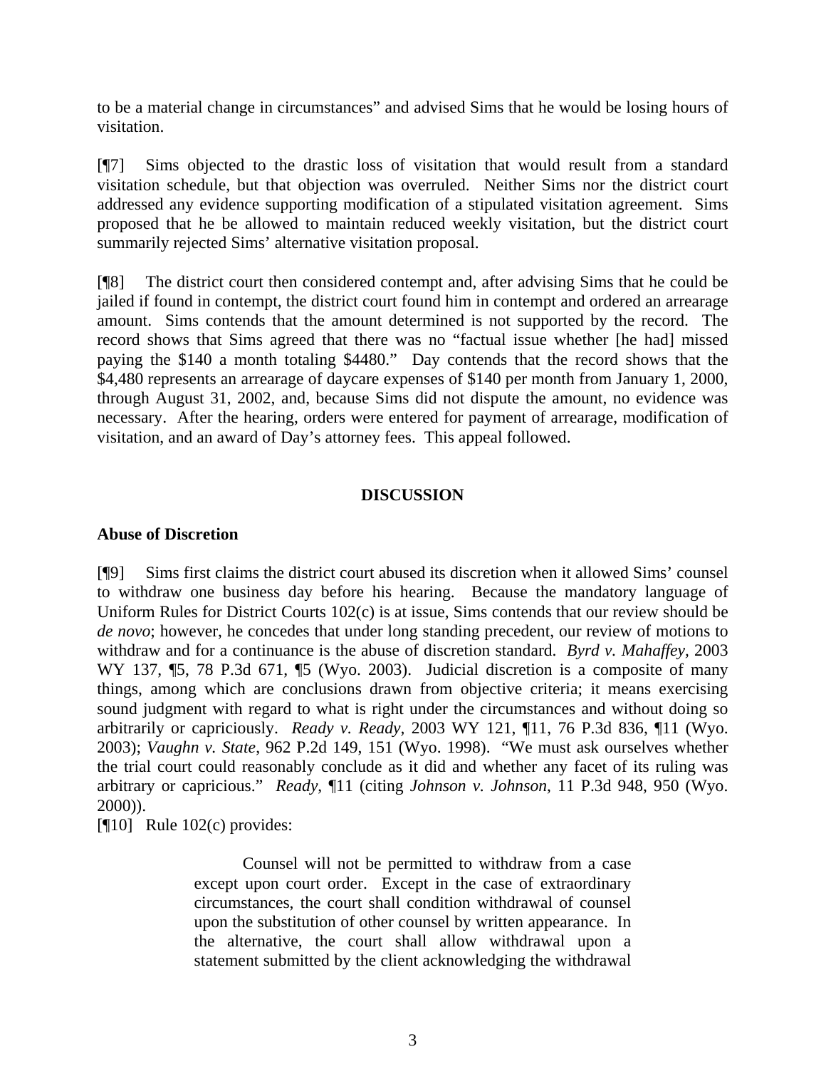to be a material change in circumstances" and advised Sims that he would be losing hours of visitation.

[¶7] Sims objected to the drastic loss of visitation that would result from a standard visitation schedule, but that objection was overruled. Neither Sims nor the district court addressed any evidence supporting modification of a stipulated visitation agreement. Sims proposed that he be allowed to maintain reduced weekly visitation, but the district court summarily rejected Sims' alternative visitation proposal.

[¶8] The district court then considered contempt and, after advising Sims that he could be jailed if found in contempt, the district court found him in contempt and ordered an arrearage amount. Sims contends that the amount determined is not supported by the record. The record shows that Sims agreed that there was no "factual issue whether [he had] missed paying the $140 a month totaling $4480." Day contends that the record shows that the $4,480 represents an arrearage of daycare expenses of $140 per month from January 1, 2000, through August 31, 2002, and, because Sims did not dispute the amount, no evidence was necessary. After the hearing, orders were entered for payment of arrearage, modification of visitation, and an award of Day's attorney fees. This appeal followed.

## DISCUSSION

### Abuse of Discretion

[¶9] Sims first claims the district court abused its discretion when it allowed Sims' counsel to withdraw one business day before his hearing. Because the mandatory language of Uniform Rules for District Courts 102(c) is at issue, Sims contends that our review should be *de novo*; however, he concedes that under long standing precedent, our review of motions to withdraw and for a continuance is the abuse of discretion standard. *Byrd v. Mahaffey*, 2003 WY 137, ¶5, 78 P.3d 671, ¶5 (Wyo. 2003). Judicial discretion is a composite of many things, among which are conclusions drawn from objective criteria; it means exercising sound judgment with regard to what is right under the circumstances and without doing so arbitrarily or capriciously. *Ready v. Ready*, 2003 WY 121, ¶11, 76 P.3d 836, ¶11 (Wyo. 2003); *Vaughn v. State*, 962 P.2d 149, 151 (Wyo. 1998). "We must ask ourselves whether the trial court could reasonably conclude as it did and whether any facet of its ruling was arbitrary or capricious." *Ready*, ¶11 (citing *Johnson v. Johnson*, 11 P.3d 948, 950 (Wyo. 2000)).

[¶10] Rule 102(c) provides:

> Counsel will not be permitted to withdraw from a case except upon court order. Except in the case of extraordinary circumstances, the court shall condition withdrawal of counsel upon the substitution of other counsel by written appearance. In the alternative, the court shall allow withdrawal upon a statement submitted by the client acknowledging the withdrawal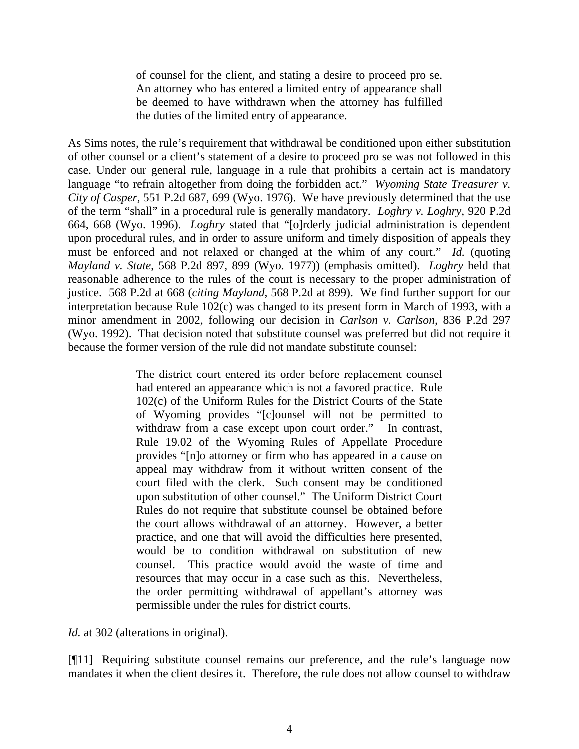> of counsel for the client, and stating a desire to proceed pro se. An attorney who has entered a limited entry of appearance shall be deemed to have withdrawn when the attorney has fulfilled the duties of the limited entry of appearance.

As Sims notes, the rule's requirement that withdrawal be conditioned upon either substitution of other counsel or a client's statement of a desire to proceed pro se was not followed in this case. Under our general rule, language in a rule that prohibits a certain act is mandatory language "to refrain altogether from doing the forbidden act." *Wyoming State Treasurer v. City of Casper*, 551 P.2d 687, 699 (Wyo. 1976). We have previously determined that the use of the term "shall" in a procedural rule is generally mandatory. *Loghry v. Loghry*, 920 P.2d 664, 668 (Wyo. 1996). *Loghry* stated that "[o]rderly judicial administration is dependent upon procedural rules, and in order to assure uniform and timely disposition of appeals they must be enforced and not relaxed or changed at the whim of any court." *Id.* (quoting *Mayland v. State*, 568 P.2d 897, 899 (Wyo. 1977)) (emphasis omitted). *Loghry* held that reasonable adherence to the rules of the court is necessary to the proper administration of justice. 568 P.2d at 668 (*citing Mayland*, 568 P.2d at 899). We find further support for our interpretation because Rule 102(c) was changed to its present form in March of 1993, with a minor amendment in 2002, following our decision in *Carlson v. Carlson*, 836 P.2d 297 (Wyo. 1992). That decision noted that substitute counsel was preferred but did not require it because the former version of the rule did not mandate substitute counsel:

> The district court entered its order before replacement counsel had entered an appearance which is not a favored practice. Rule 102(c) of the Uniform Rules for the District Courts of the State of Wyoming provides "[c]ounsel will not be permitted to withdraw from a case except upon court order." In contrast, Rule 19.02 of the Wyoming Rules of Appellate Procedure provides "[n]o attorney or firm who has appeared in a cause on appeal may withdraw from it without written consent of the court filed with the clerk. Such consent may be conditioned upon substitution of other counsel." The Uniform District Court Rules do not require that substitute counsel be obtained before the court allows withdrawal of an attorney. However, a better practice, and one that will avoid the difficulties here presented, would be to condition withdrawal on substitution of new counsel. This practice would avoid the waste of time and resources that may occur in a case such as this. Nevertheless, the order permitting withdrawal of appellant's attorney was permissible under the rules for district courts.

*Id.* at 302 (alterations in original).

[¶11] Requiring substitute counsel remains our preference, and the rule's language now mandates it when the client desires it. Therefore, the rule does not allow counsel to withdraw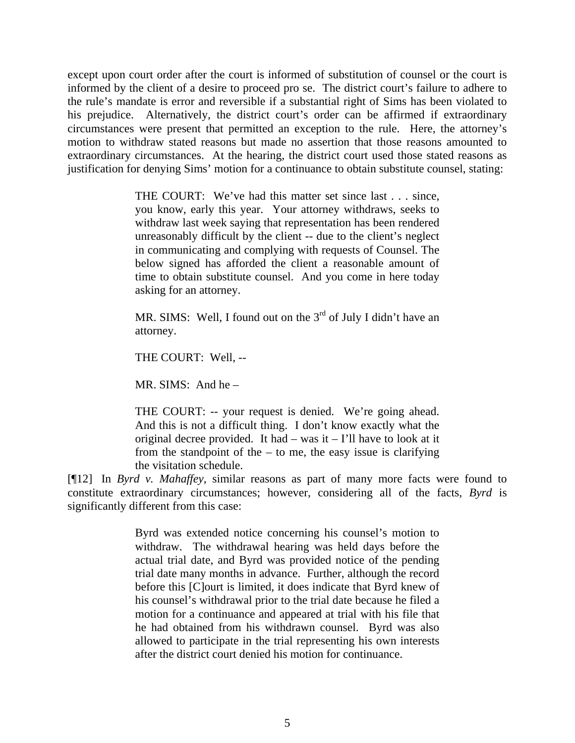except upon court order after the court is informed of substitution of counsel or the court is informed by the client of a desire to proceed pro se. The district court's failure to adhere to the rule's mandate is error and reversible if a substantial right of Sims has been violated to his prejudice. Alternatively, the district court's order can be affirmed if extraordinary circumstances were present that permitted an exception to the rule. Here, the attorney's motion to withdraw stated reasons but made no assertion that those reasons amounted to extraordinary circumstances. At the hearing, the district court used those stated reasons as justification for denying Sims' motion for a continuance to obtain substitute counsel, stating:

> THE COURT: We've had this matter set since last . . . since, you know, early this year. Your attorney withdraws, seeks to withdraw last week saying that representation has been rendered unreasonably difficult by the client -- due to the client's neglect in communicating and complying with requests of Counsel. The below signed has afforded the client a reasonable amount of time to obtain substitute counsel. And you come in here today asking for an attorney.
>
> MR. SIMS: Well, I found out on the 3rd of July I didn't have an attorney.
>
> THE COURT: Well, --
>
> MR. SIMS: And he –
>
> THE COURT: -- your request is denied. We're going ahead. And this is not a difficult thing. I don't know exactly what the original decree provided. It had – was it – I'll have to look at it from the standpoint of the – to me, the easy issue is clarifying the visitation schedule.

[¶12] In *Byrd v. Mahaffey*, similar reasons as part of many more facts were found to constitute extraordinary circumstances; however, considering all of the facts, *Byrd* is significantly different from this case:

> Byrd was extended notice concerning his counsel's motion to withdraw. The withdrawal hearing was held days before the actual trial date, and Byrd was provided notice of the pending trial date many months in advance. Further, although the record before this [C]ourt is limited, it does indicate that Byrd knew of his counsel's withdrawal prior to the trial date because he filed a motion for a continuance and appeared at trial with his file that he had obtained from his withdrawn counsel. Byrd was also allowed to participate in the trial representing his own interests after the district court denied his motion for continuance.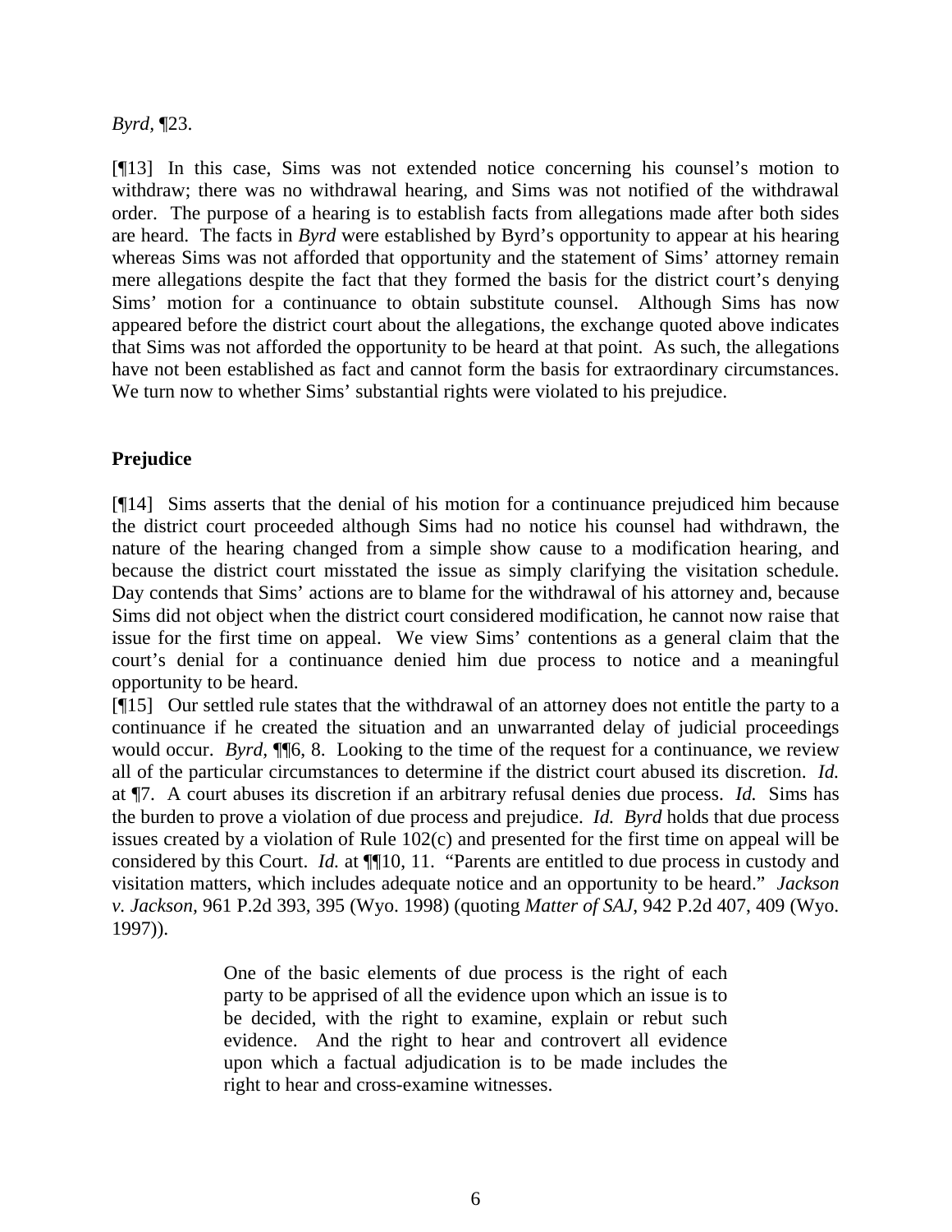*Byrd*, ¶23.

[¶13] In this case, Sims was not extended notice concerning his counsel's motion to withdraw; there was no withdrawal hearing, and Sims was not notified of the withdrawal order. The purpose of a hearing is to establish facts from allegations made after both sides are heard. The facts in *Byrd* were established by Byrd's opportunity to appear at his hearing whereas Sims was not afforded that opportunity and the statement of Sims' attorney remain mere allegations despite the fact that they formed the basis for the district court's denying Sims' motion for a continuance to obtain substitute counsel. Although Sims has now appeared before the district court about the allegations, the exchange quoted above indicates that Sims was not afforded the opportunity to be heard at that point. As such, the allegations have not been established as fact and cannot form the basis for extraordinary circumstances. We turn now to whether Sims' substantial rights were violated to his prejudice.

**Prejudice**

[¶14] Sims asserts that the denial of his motion for a continuance prejudiced him because the district court proceeded although Sims had no notice his counsel had withdrawn, the nature of the hearing changed from a simple show cause to a modification hearing, and because the district court misstated the issue as simply clarifying the visitation schedule. Day contends that Sims' actions are to blame for the withdrawal of his attorney and, because Sims did not object when the district court considered modification, he cannot now raise that issue for the first time on appeal. We view Sims' contentions as a general claim that the court's denial for a continuance denied him due process to notice and a meaningful opportunity to be heard.

[¶15] Our settled rule states that the withdrawal of an attorney does not entitle the party to a continuance if he created the situation and an unwarranted delay of judicial proceedings would occur. *Byrd*, ¶¶6, 8. Looking to the time of the request for a continuance, we review all of the particular circumstances to determine if the district court abused its discretion. *Id.* at ¶7. A court abuses its discretion if an arbitrary refusal denies due process. *Id.* Sims has the burden to prove a violation of due process and prejudice. *Id. Byrd* holds that due process issues created by a violation of Rule 102(c) and presented for the first time on appeal will be considered by this Court. *Id.* at ¶¶10, 11. "Parents are entitled to due process in custody and visitation matters, which includes adequate notice and an opportunity to be heard." *Jackson v. Jackson*, 961 P.2d 393, 395 (Wyo. 1998) (quoting *Matter of SAJ*, 942 P.2d 407, 409 (Wyo. 1997)).

> One of the basic elements of due process is the right of each party to be apprised of all the evidence upon which an issue is to be decided, with the right to examine, explain or rebut such evidence. And the right to hear and controvert all evidence upon which a factual adjudication is to be made includes the right to hear and cross-examine witnesses.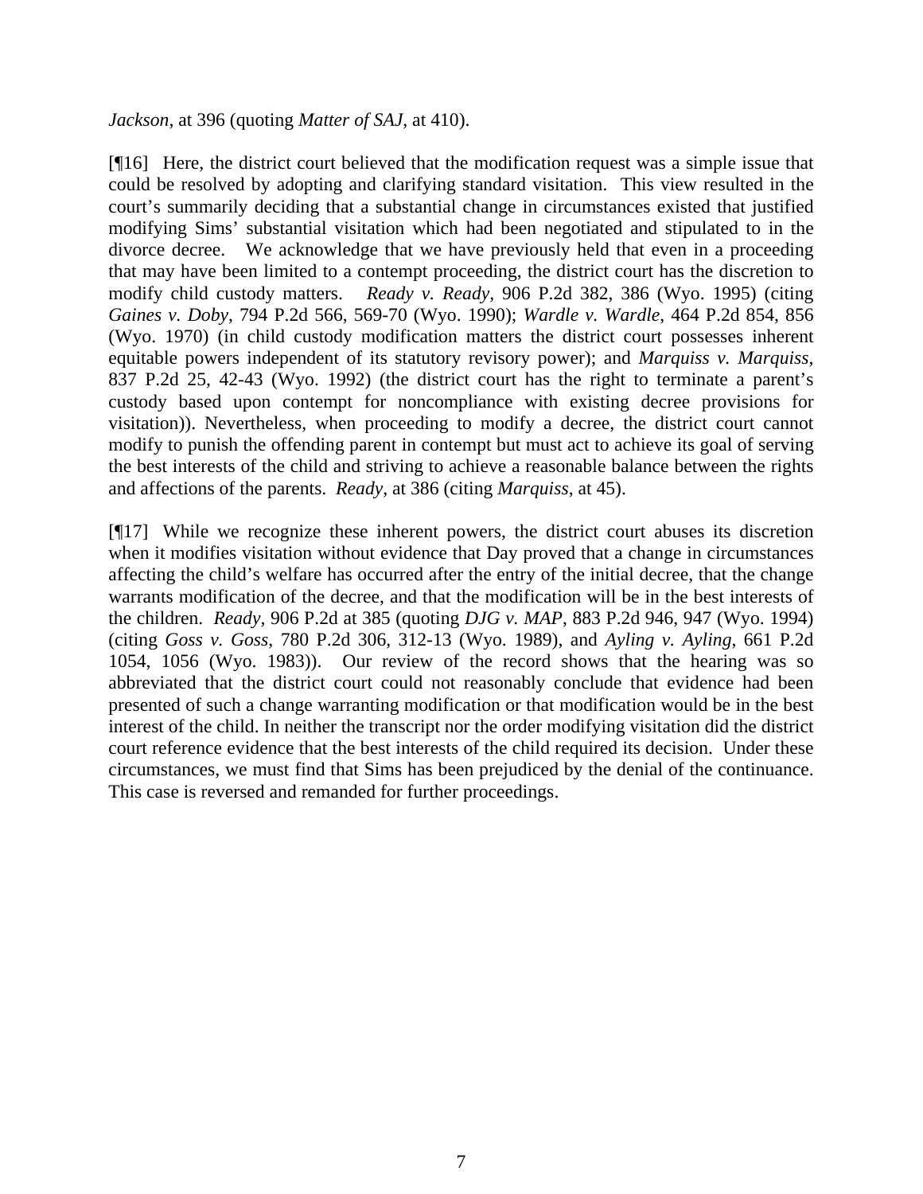*Jackson*, at 396 (quoting *Matter of SAJ*, at 410).

[¶16] Here, the district court believed that the modification request was a simple issue that could be resolved by adopting and clarifying standard visitation. This view resulted in the court's summarily deciding that a substantial change in circumstances existed that justified modifying Sims' substantial visitation which had been negotiated and stipulated to in the divorce decree. We acknowledge that we have previously held that even in a proceeding that may have been limited to a contempt proceeding, the district court has the discretion to modify child custody matters. *Ready v. Ready*, 906 P.2d 382, 386 (Wyo. 1995) (citing *Gaines v. Doby*, 794 P.2d 566, 569-70 (Wyo. 1990); *Wardle v. Wardle*, 464 P.2d 854, 856 (Wyo. 1970) (in child custody modification matters the district court possesses inherent equitable powers independent of its statutory revisory power); and *Marquiss v. Marquiss*, 837 P.2d 25, 42-43 (Wyo. 1992) (the district court has the right to terminate a parent's custody based upon contempt for noncompliance with existing decree provisions for visitation)). Nevertheless, when proceeding to modify a decree, the district court cannot modify to punish the offending parent in contempt but must act to achieve its goal of serving the best interests of the child and striving to achieve a reasonable balance between the rights and affections of the parents. *Ready*, at 386 (citing *Marquiss*, at 45).

[¶17] While we recognize these inherent powers, the district court abuses its discretion when it modifies visitation without evidence that Day proved that a change in circumstances affecting the child's welfare has occurred after the entry of the initial decree, that the change warrants modification of the decree, and that the modification will be in the best interests of the children. *Ready*, 906 P.2d at 385 (quoting *DJG v. MAP*, 883 P.2d 946, 947 (Wyo. 1994) (citing *Goss v. Goss*, 780 P.2d 306, 312-13 (Wyo. 1989), and *Ayling v. Ayling*, 661 P.2d 1054, 1056 (Wyo. 1983)). Our review of the record shows that the hearing was so abbreviated that the district court could not reasonably conclude that evidence had been presented of such a change warranting modification or that modification would be in the best interest of the child. In neither the transcript nor the order modifying visitation did the district court reference evidence that the best interests of the child required its decision. Under these circumstances, we must find that Sims has been prejudiced by the denial of the continuance. This case is reversed and remanded for further proceedings.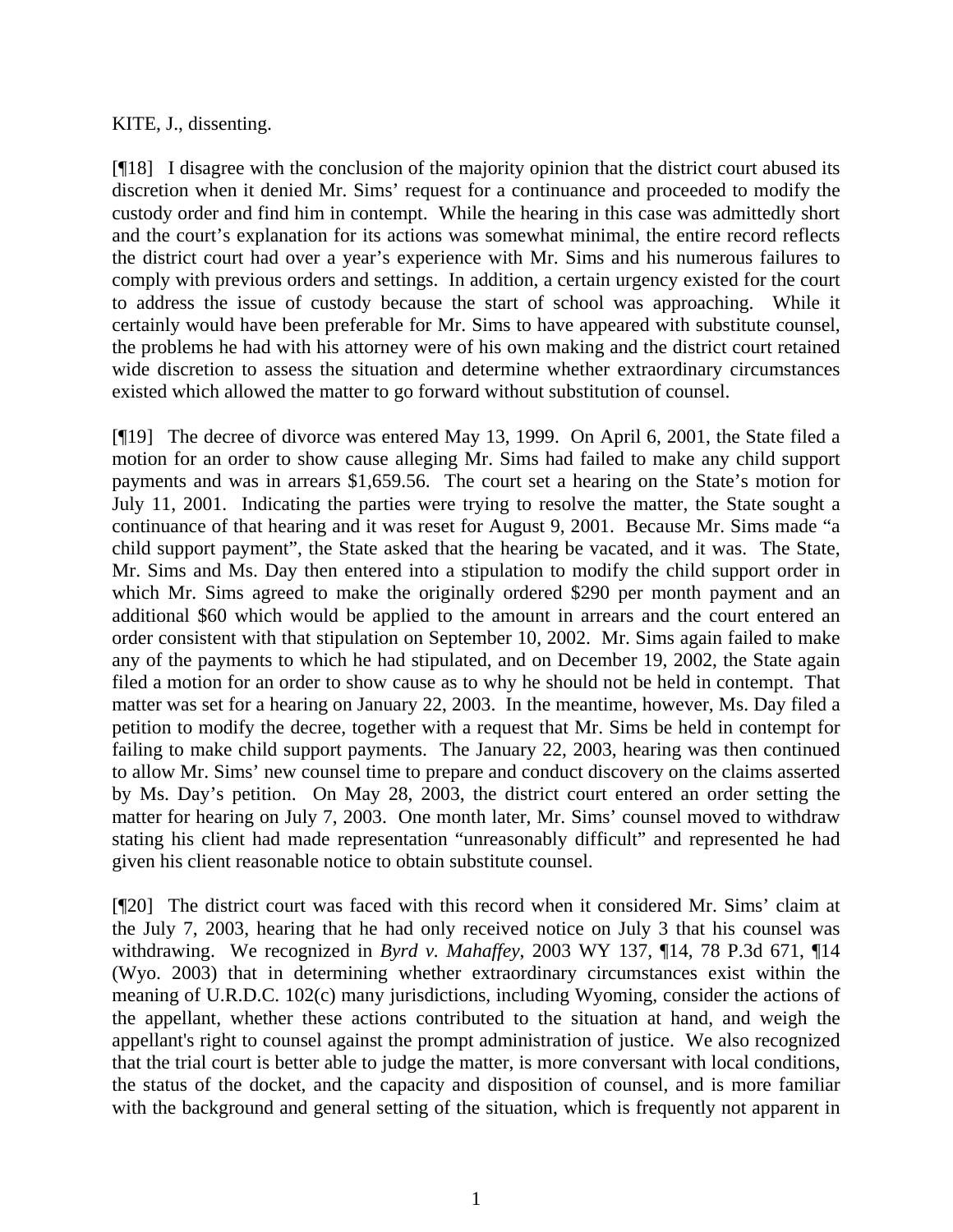KITE, J., dissenting.

[¶18] I disagree with the conclusion of the majority opinion that the district court abused its discretion when it denied Mr. Sims' request for a continuance and proceeded to modify the custody order and find him in contempt. While the hearing in this case was admittedly short and the court's explanation for its actions was somewhat minimal, the entire record reflects the district court had over a year's experience with Mr. Sims and his numerous failures to comply with previous orders and settings. In addition, a certain urgency existed for the court to address the issue of custody because the start of school was approaching. While it certainly would have been preferable for Mr. Sims to have appeared with substitute counsel, the problems he had with his attorney were of his own making and the district court retained wide discretion to assess the situation and determine whether extraordinary circumstances existed which allowed the matter to go forward without substitution of counsel.

[¶19] The decree of divorce was entered May 13, 1999. On April 6, 2001, the State filed a motion for an order to show cause alleging Mr. Sims had failed to make any child support payments and was in arrears $1,659.56. The court set a hearing on the State's motion for July 11, 2001. Indicating the parties were trying to resolve the matter, the State sought a continuance of that hearing and it was reset for August 9, 2001. Because Mr. Sims made "a child support payment", the State asked that the hearing be vacated, and it was. The State, Mr. Sims and Ms. Day then entered into a stipulation to modify the child support order in which Mr. Sims agreed to make the originally ordered $290 per month payment and an additional $60 which would be applied to the amount in arrears and the court entered an order consistent with that stipulation on September 10, 2002. Mr. Sims again failed to make any of the payments to which he had stipulated, and on December 19, 2002, the State again filed a motion for an order to show cause as to why he should not be held in contempt. That matter was set for a hearing on January 22, 2003. In the meantime, however, Ms. Day filed a petition to modify the decree, together with a request that Mr. Sims be held in contempt for failing to make child support payments. The January 22, 2003, hearing was then continued to allow Mr. Sims' new counsel time to prepare and conduct discovery on the claims asserted by Ms. Day's petition. On May 28, 2003, the district court entered an order setting the matter for hearing on July 7, 2003. One month later, Mr. Sims' counsel moved to withdraw stating his client had made representation "unreasonably difficult" and represented he had given his client reasonable notice to obtain substitute counsel.

[¶20] The district court was faced with this record when it considered Mr. Sims' claim at the July 7, 2003, hearing that he had only received notice on July 3 that his counsel was withdrawing. We recognized in *Byrd v. Mahaffey*, 2003 WY 137, ¶14, 78 P.3d 671, ¶14 (Wyo. 2003) that in determining whether extraordinary circumstances exist within the meaning of U.R.D.C. 102(c) many jurisdictions, including Wyoming, consider the actions of the appellant, whether these actions contributed to the situation at hand, and weigh the appellant's right to counsel against the prompt administration of justice. We also recognized that the trial court is better able to judge the matter, is more conversant with local conditions, the status of the docket, and the capacity and disposition of counsel, and is more familiar with the background and general setting of the situation, which is frequently not apparent in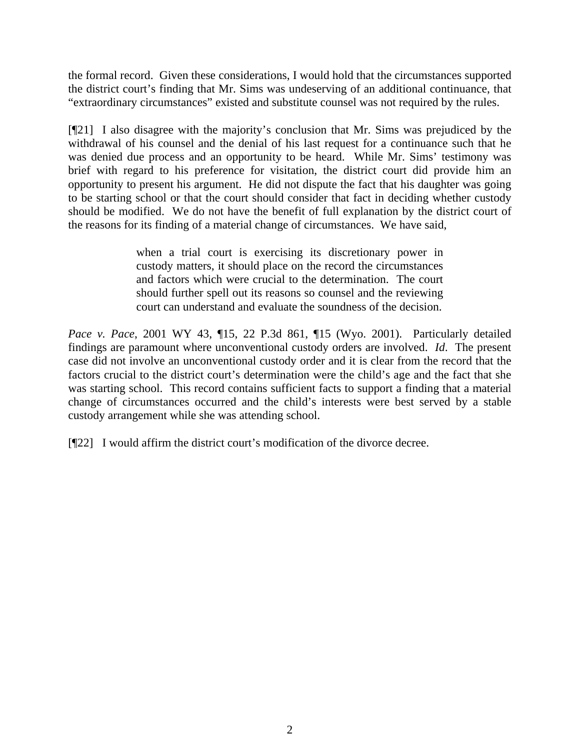the formal record. Given these considerations, I would hold that the circumstances supported the district court's finding that Mr. Sims was undeserving of an additional continuance, that "extraordinary circumstances" existed and substitute counsel was not required by the rules.

[¶21] I also disagree with the majority's conclusion that Mr. Sims was prejudiced by the withdrawal of his counsel and the denial of his last request for a continuance such that he was denied due process and an opportunity to be heard. While Mr. Sims' testimony was brief with regard to his preference for visitation, the district court did provide him an opportunity to present his argument. He did not dispute the fact that his daughter was going to be starting school or that the court should consider that fact in deciding whether custody should be modified. We do not have the benefit of full explanation by the district court of the reasons for its finding of a material change of circumstances. We have said,

> when a trial court is exercising its discretionary power in custody matters, it should place on the record the circumstances and factors which were crucial to the determination. The court should further spell out its reasons so counsel and the reviewing court can understand and evaluate the soundness of the decision.

*Pace v. Pace*, 2001 WY 43, ¶15, 22 P.3d 861, ¶15 (Wyo. 2001). Particularly detailed findings are paramount where unconventional custody orders are involved. *Id*. The present case did not involve an unconventional custody order and it is clear from the record that the factors crucial to the district court's determination were the child's age and the fact that she was starting school. This record contains sufficient facts to support a finding that a material change of circumstances occurred and the child's interests were best served by a stable custody arrangement while she was attending school.

[¶22] I would affirm the district court's modification of the divorce decree.